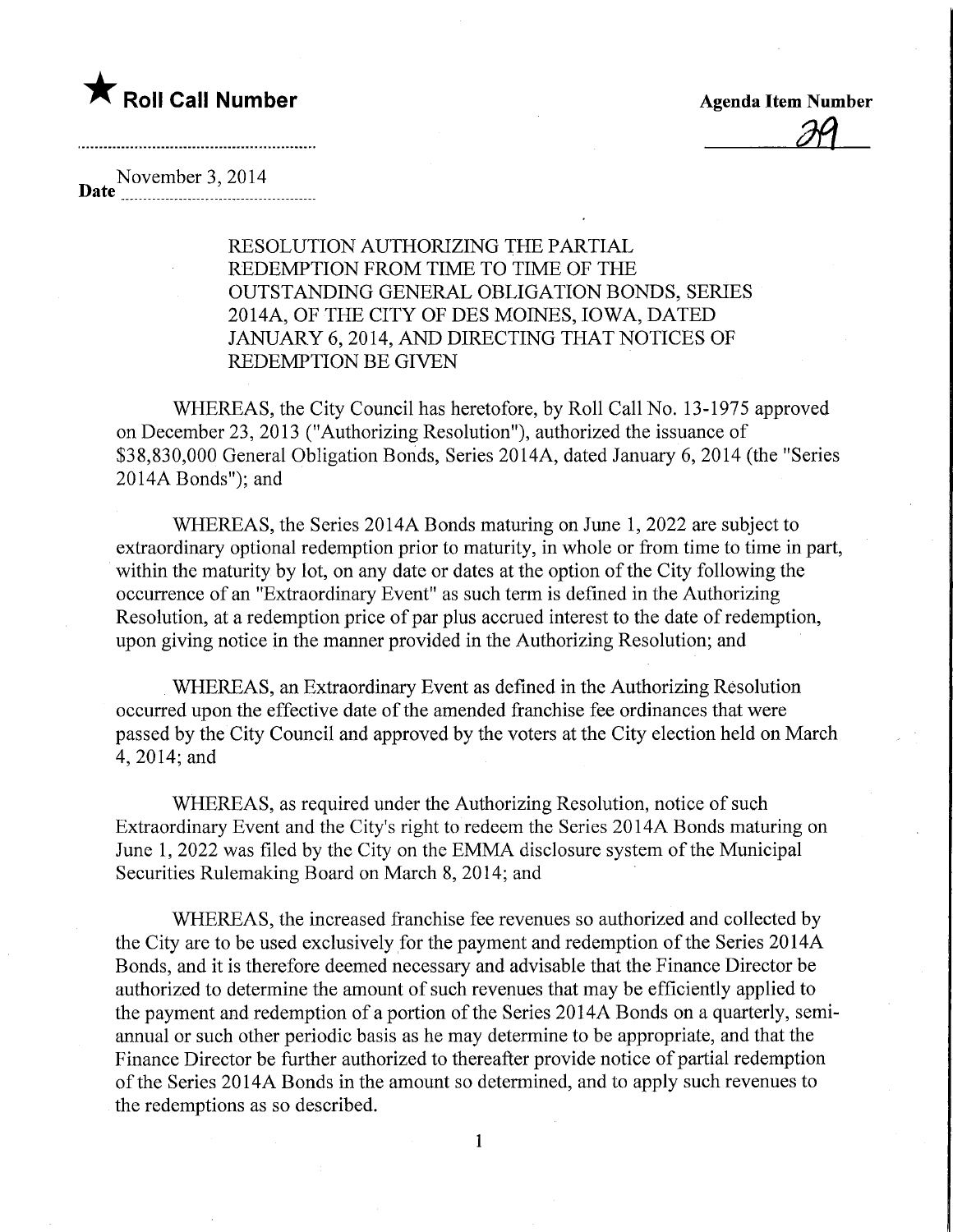★ **Roll Call Number**

**Agenda Item Number**

39

**Date** November 3, 2014

RESOLUTION AUTHORIZING THE PARTIAL REDEMPTION FROM TIME TO TIME OF THE OUTSTANDING GENERAL OBLIGATION BONDS, SERIES 2014A, OF THE CITY OF DES MOINES, IOWA, DATED JANUARY 6, 2014, AND DIRECTING THAT NOTICES OF REDEMPTION BE GIVEN

WHEREAS, the City Council has heretofore, by Roll Call No. 13-1975 approved on December 23, 2013 ("Authorizing Resolution"), authorized the issuance of $38,830,000 General Obligation Bonds, Series 2014A, dated January 6, 2014 (the "Series 2014A Bonds"); and

WHEREAS, the Series 2014A Bonds maturing on June 1, 2022 are subject to extraordinary optional redemption prior to maturity, in whole or from time to time in part, within the maturity by lot, on any date or dates at the option of the City following the occurrence of an "Extraordinary Event" as such term is defined in the Authorizing Resolution, at a redemption price of par plus accrued interest to the date of redemption, upon giving notice in the manner provided in the Authorizing Resolution; and

WHEREAS, an Extraordinary Event as defined in the Authorizing Resolution occurred upon the effective date of the amended franchise fee ordinances that were passed by the City Council and approved by the voters at the City election held on March 4, 2014; and

WHEREAS, as required under the Authorizing Resolution, notice of such Extraordinary Event and the City's right to redeem the Series 2014A Bonds maturing on June 1, 2022 was filed by the City on the EMMA disclosure system of the Municipal Securities Rulemaking Board on March 8, 2014; and

WHEREAS, the increased franchise fee revenues so authorized and collected by the City are to be used exclusively for the payment and redemption of the Series 2014A Bonds, and it is therefore deemed necessary and advisable that the Finance Director be authorized to determine the amount of such revenues that may be efficiently applied to the payment and redemption of a portion of the Series 2014A Bonds on a quarterly, semi-annual or such other periodic basis as he may determine to be appropriate, and that the Finance Director be further authorized to thereafter provide notice of partial redemption of the Series 2014A Bonds in the amount so determined, and to apply such revenues to the redemptions as so described.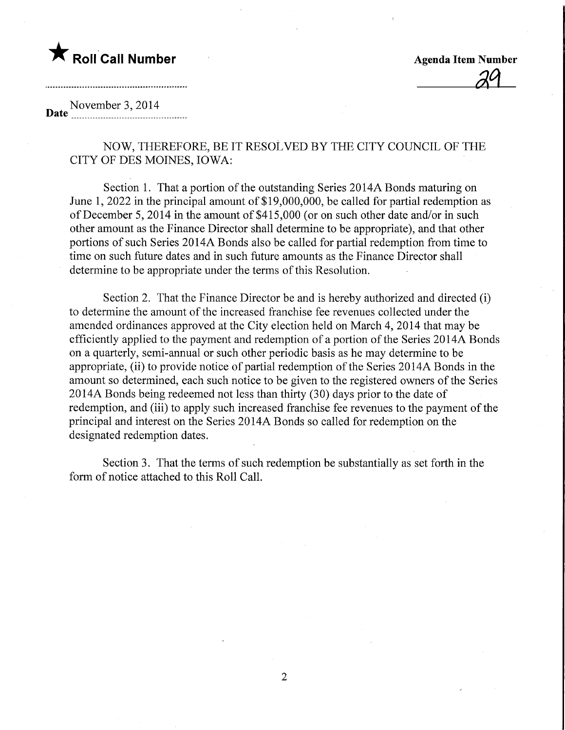★ **Roll Call Number**

**Agenda Item Number**

29

**Date** November 3, 2014

NOW, THEREFORE, BE IT RESOLVED BY THE CITY COUNCIL OF THE CITY OF DES MOINES, IOWA:

Section 1. That a portion of the outstanding Series 2014A Bonds maturing on June 1, 2022 in the principal amount of $19,000,000, be called for partial redemption as of December 5, 2014 in the amount of $415,000 (or on such other date and/or in such other amount as the Finance Director shall determine to be appropriate), and that other portions of such Series 2014A Bonds also be called for partial redemption from time to time on such future dates and in such future amounts as the Finance Director shall determine to be appropriate under the terms of this Resolution.

Section 2. That the Finance Director be and is hereby authorized and directed (i) to determine the amount of the increased franchise fee revenues collected under the amended ordinances approved at the City election held on March 4, 2014 that may be efficiently applied to the payment and redemption of a portion of the Series 2014A Bonds on a quarterly, semi-annual or such other periodic basis as he may determine to be appropriate, (ii) to provide notice of partial redemption of the Series 2014A Bonds in the amount so determined, each such notice to be given to the registered owners of the Series 2014A Bonds being redeemed not less than thirty (30) days prior to the date of redemption, and (iii) to apply such increased franchise fee revenues to the payment of the principal and interest on the Series 2014A Bonds so called for redemption on the designated redemption dates.

Section 3. That the terms of such redemption be substantially as set forth in the form of notice attached to this Roll Call.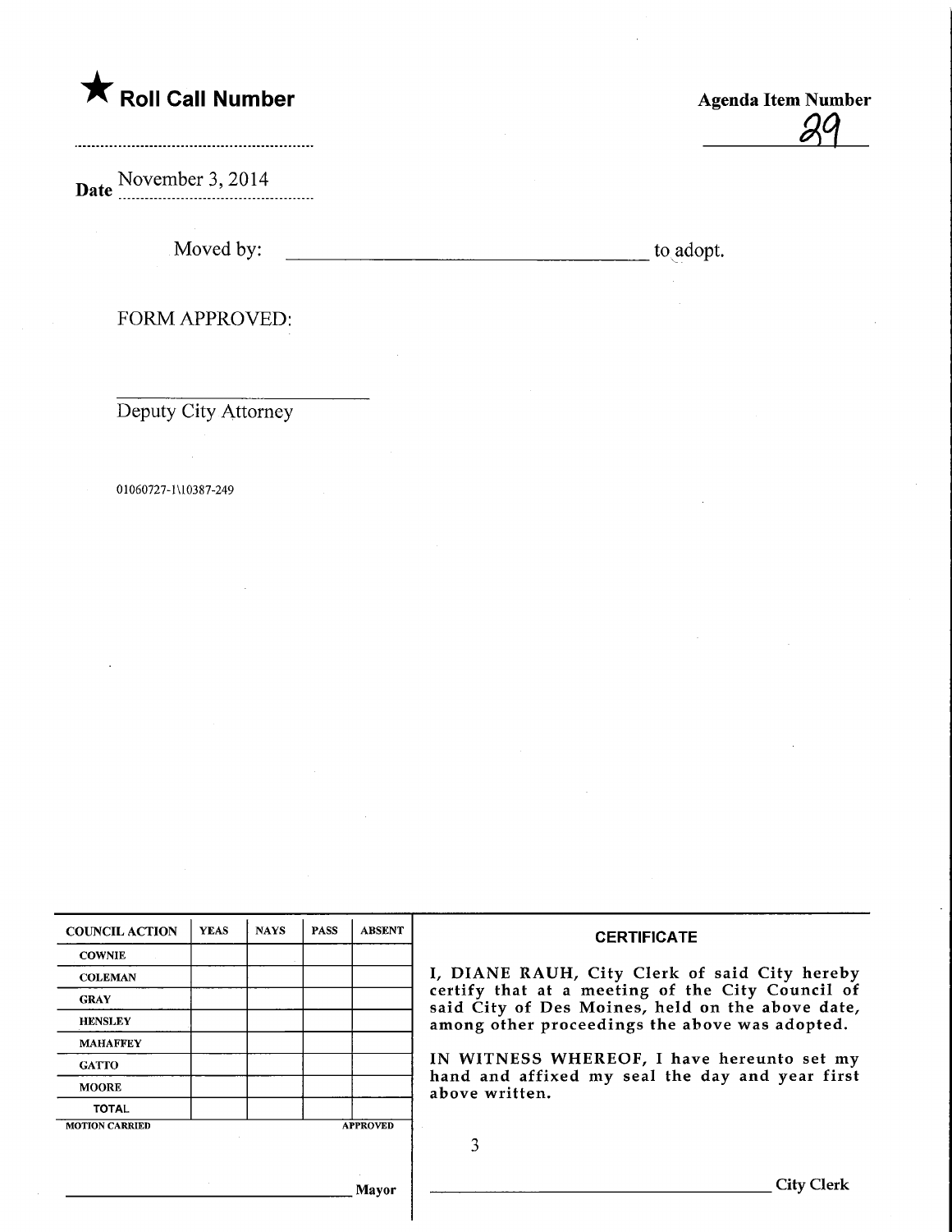★ **Roll Call Number**

**Agenda Item Number**

29

**Date** November 3, 2014

Moved by: ________________________________ to adopt.

FORM APPROVED:

_________________________

Deputy City Attorney

01060727-1\10387-249

| COUNCIL ACTION | YEAS | NAYS | PASS | ABSENT |
| --- | --- | --- | --- | --- |
| COWNIE | | | | |
| COLEMAN | | | | |
| GRAY | | | | |
| HENSLEY | | | | |
| MAHAFFEY | | | | |
| GATTO | | | | |
| MOORE | | | | |
| TOTAL | | | | |

MOTION CARRIED APPROVED

_________________________ Mayor

**CERTIFICATE**

I, DIANE RAUH, City Clerk of said City hereby certify that at a meeting of the City Council of said City of Des Moines, held on the above date, among other proceedings the above was adopted.

IN WITNESS WHEREOF, I have hereunto set my hand and affixed my seal the day and year first above written.

_________________________ City Clerk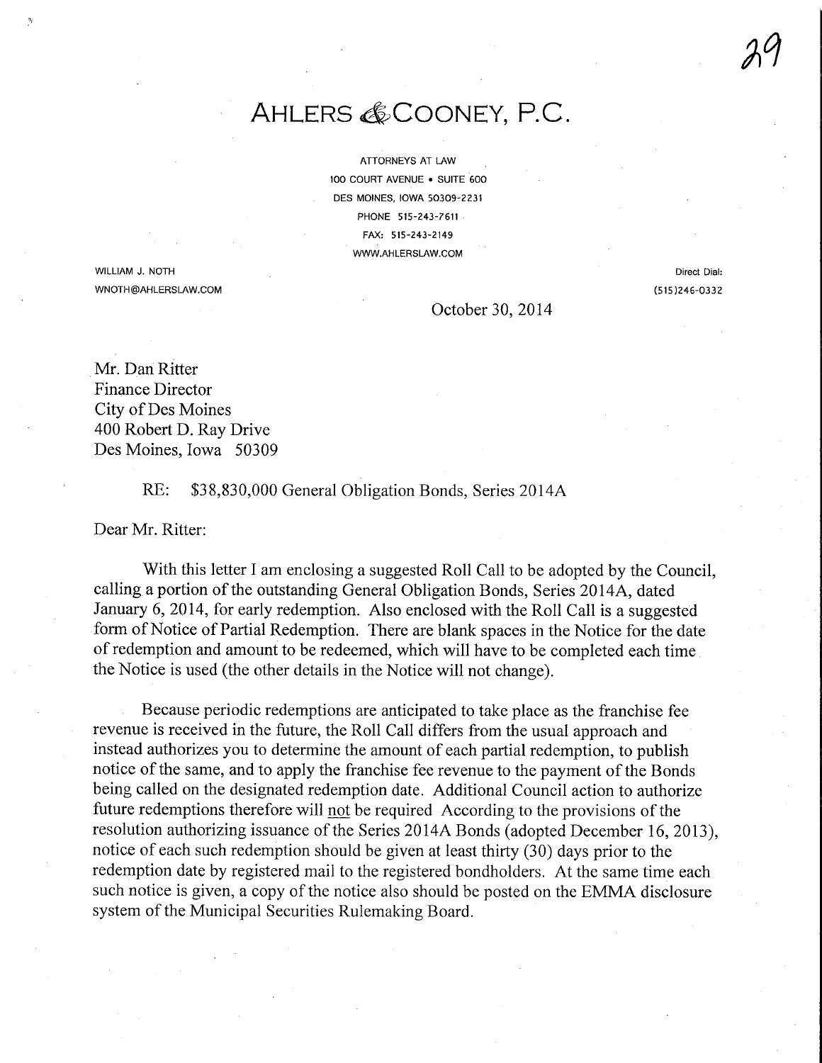# AHLERS & COONEY, P.C.

ATTORNEYS AT LAW
100 COURT AVENUE • SUITE 600
DES MOINES, IOWA 50309-2231
PHONE 515-243-7611
FAX: 515-243-2149
WWW.AHLERSLAW.COM

WILLIAM J. NOTH
WNOTH@AHLERSLAW.COM

Direct Dial:
(515)246-0332

October 30, 2014

Mr. Dan Ritter
Finance Director
City of Des Moines
400 Robert D. Ray Drive
Des Moines, Iowa 50309

RE: $38,830,000 General Obligation Bonds, Series 2014A

Dear Mr. Ritter:

With this letter I am enclosing a suggested Roll Call to be adopted by the Council, calling a portion of the outstanding General Obligation Bonds, Series 2014A, dated January 6, 2014, for early redemption. Also enclosed with the Roll Call is a suggested form of Notice of Partial Redemption. There are blank spaces in the Notice for the date of redemption and amount to be redeemed, which will have to be completed each time the Notice is used (the other details in the Notice will not change).

Because periodic redemptions are anticipated to take place as the franchise fee revenue is received in the future, the Roll Call differs from the usual approach and instead authorizes you to determine the amount of each partial redemption, to publish notice of the same, and to apply the franchise fee revenue to the payment of the Bonds being called on the designated redemption date. Additional Council action to authorize future redemptions therefore will <u>not</u> be required According to the provisions of the resolution authorizing issuance of the Series 2014A Bonds (adopted December 16, 2013), notice of each such redemption should be given at least thirty (30) days prior to the redemption date by registered mail to the registered bondholders. At the same time each such notice is given, a copy of the notice also should be posted on the EMMA disclosure system of the Municipal Securities Rulemaking Board.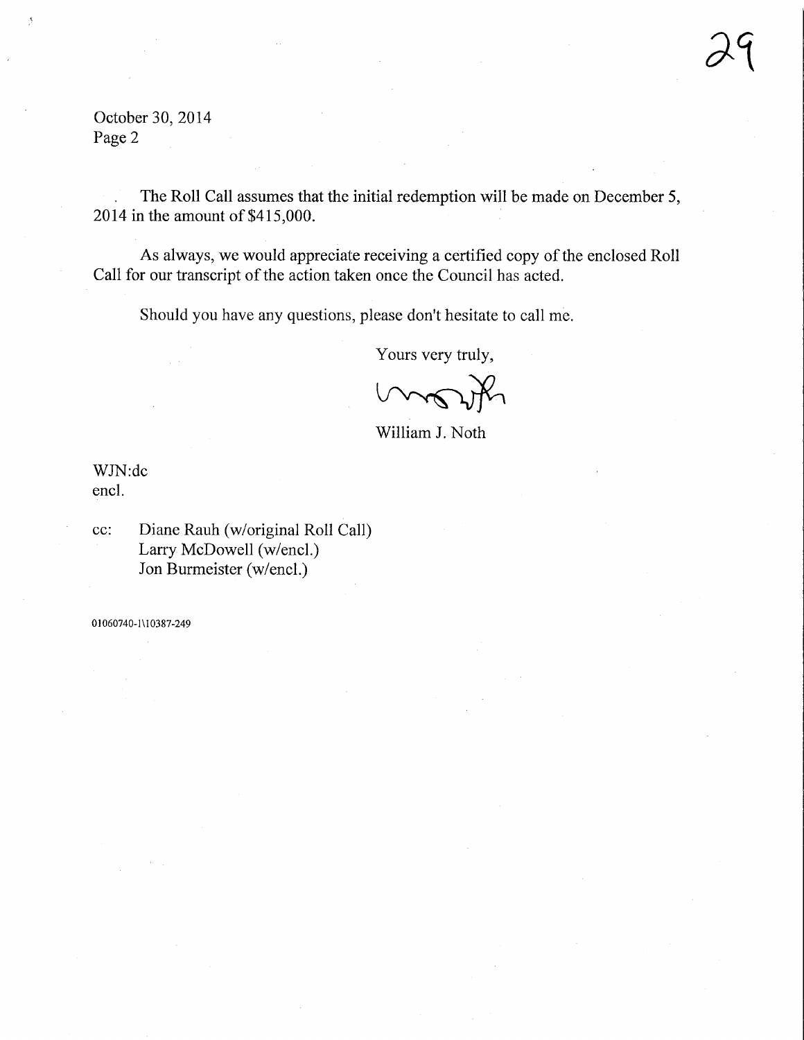October 30, 2014
Page 2

The Roll Call assumes that the initial redemption will be made on December 5, 2014 in the amount of $415,000.

As always, we would appreciate receiving a certified copy of the enclosed Roll Call for our transcript of the action taken once the Council has acted.

Should you have any questions, please don't hesitate to call me.

Yours very truly,

William J. Noth

WJN:dc
encl.

cc: Diane Rauh (w/original Roll Call)
Larry McDowell (w/encl.)
Jon Burmeister (w/encl.)

01060740-1\10387-249